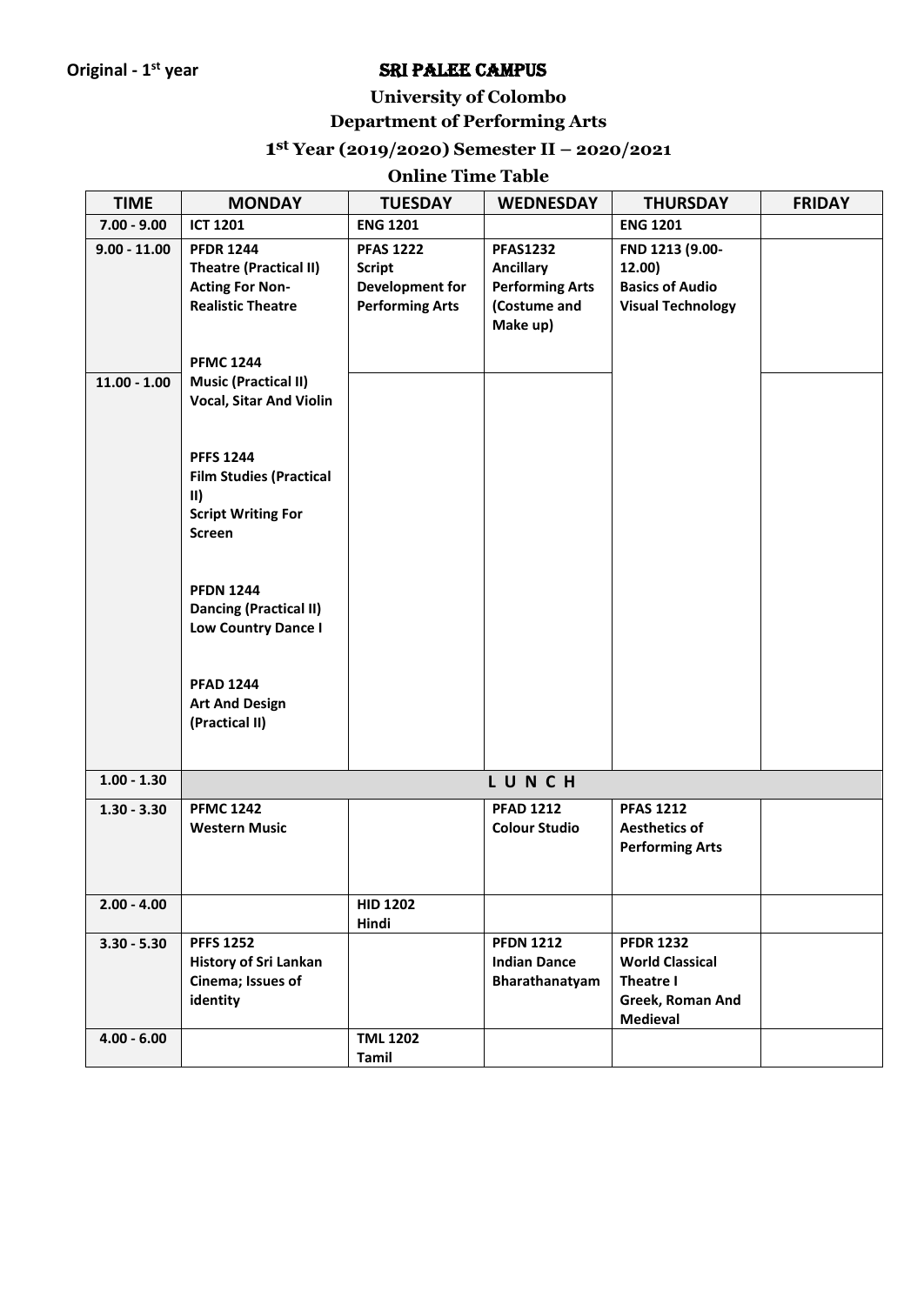**Original - 1st year**

# SRI PALEE CAMPUS

## University of Colombo

## Department of Performing Arts

## 1st Year (2019/2020) Semester II – 2020/2021

## Online Time Table

| TIME | MONDAY | TUESDAY | WEDNESDAY | THURSDAY | FRIDAY |
|---|---|---|---|---|---|
| 7.00 - 9.00 | **ICT 1201** | **ENG 1201** | | **ENG 1201** | |
| 9.00 - 11.00 | **PFDR 1244** **Theatre (Practical II) Acting For Non-Realistic Theatre** **PFMC 1244** | **PFAS 1222** **Script Development for Performing Arts** | **PFAS1232** **Ancillary Performing Arts (Costume and Make up)** | **FND 1213 (9.00-12.00)** **Basics of Audio Visual Technology** | |
| 11.00 - 1.00 | **Music (Practical II) Vocal, Sitar And Violin** **PFFS 1244** **Film Studies (Practical II)** **Script Writing For Screen** **PFDN 1244** **Dancing (Practical II) Low Country Dance I** **PFAD 1244** **Art And Design (Practical II)** | | | | |
| 1.00 - 1.30 | **L U N C H** | | | | |
| 1.30 - 3.30 | **PFMC 1242** **Western Music** | | **PFAD 1212** **Colour Studio** | **PFAS 1212** **Aesthetics of Performing Arts** | |
| 2.00 - 4.00 | | **HID 1202** **Hindi** | | | |
| 3.30 - 5.30 | **PFFS 1252** **History of Sri Lankan Cinema; Issues of identity** | | **PFDN 1212** **Indian Dance Bharathanatyam** | **PFDR 1232** **World Classical Theatre I Greek, Roman And Medieval** | |
| 4.00 - 6.00 | | **TML 1202** **Tamil** | | | |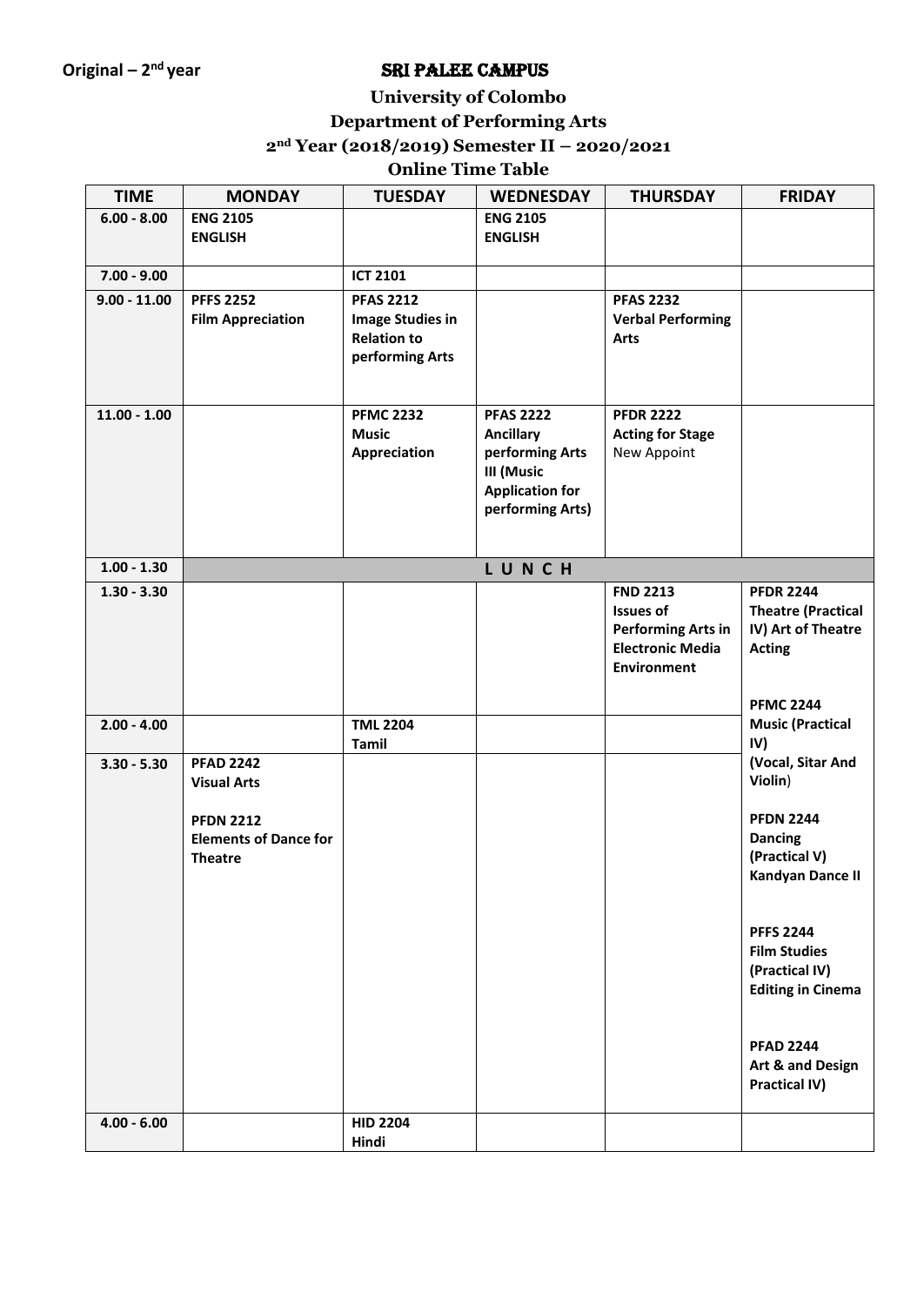**Original – 2nd year**

# SRI PALEE CAMPUS

## University of Colombo

## Department of Performing Arts

## 2nd Year (2018/2019) Semester II – 2020/2021

## Online Time Table

| TIME | MONDAY | TUESDAY | WEDNESDAY | THURSDAY | FRIDAY |
|---|---|---|---|---|---|
| 6.00 - 8.00 | **ENG 2105 ENGLISH** | | **ENG 2105 ENGLISH** | | |
| 7.00 - 9.00 | | **ICT 2101** | | | |
| 9.00 - 11.00 | **PFFS 2252 Film Appreciation** | **PFAS 2212 Image Studies in Relation to performing Arts** | | **PFAS 2232 Verbal Performing Arts** | |
| 11.00 - 1.00 | | **PFMC 2232 Music Appreciation** | **PFAS 2222 Ancillary performing Arts III (Music Application for performing Arts)** | **PFDR 2222 Acting for Stage** New Appoint | |
| 1.00 - 1.30 | L U N C H | | | | |
| 1.30 - 3.30 | | | | **FND 2213 Issues of Performing Arts in Electronic Media Environment** | **PFDR 2244 Theatre (Practical IV) Art of Theatre Acting** **PFMC 2244 Music (Practical IV) (Vocal, Sitar And Violin)** **PFDN 2244 Dancing (Practical V) Kandyan Dance II** **PFFS 2244 Film Studies (Practical IV) Editing in Cinema** **PFAD 2244 Art & and Design Practical IV)** |
| 2.00 - 4.00 | | **TML 2204 Tamil** | | | |
| 3.30 - 5.30 | **PFAD 2242 Visual Arts** **PFDN 2212 Elements of Dance for Theatre** | | | | |
| 4.00 - 6.00 | | **HID 2204 Hindi** | | | |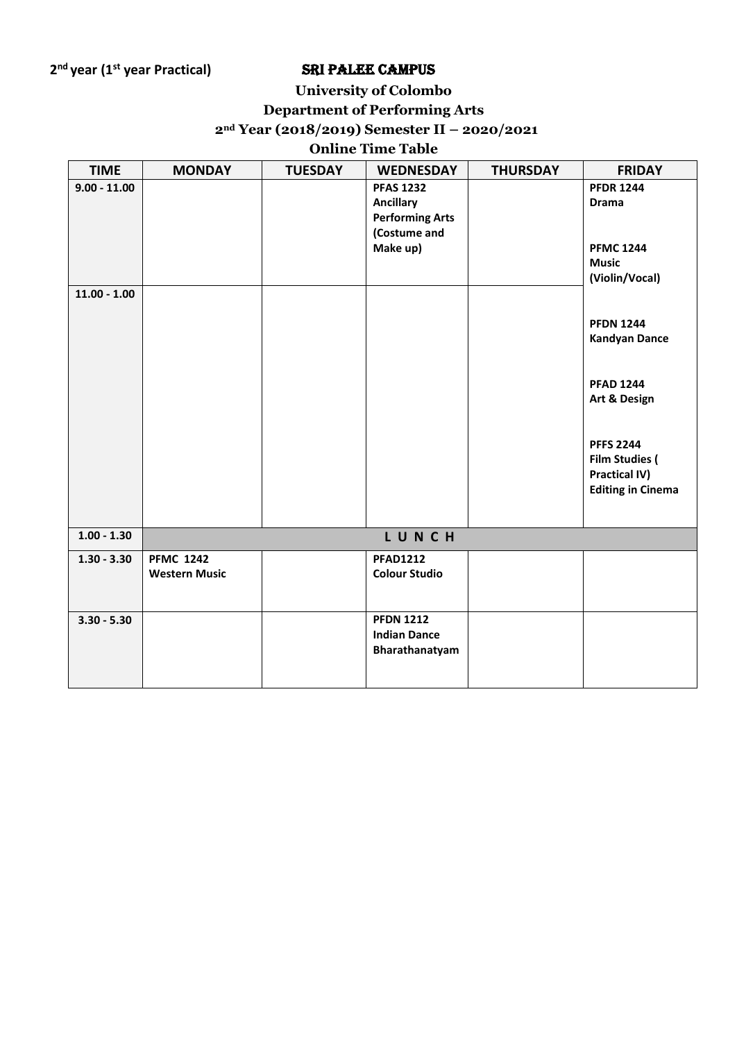**2nd year (1st year Practical)**

# SRI PALEE CAMPUS

## University of Colombo

## Department of Performing Arts

## 2nd Year (2018/2019) Semester II – 2020/2021

## Online Time Table

| TIME | MONDAY | TUESDAY | WEDNESDAY | THURSDAY | FRIDAY |
|---|---|---|---|---|---|
| 9.00 - 11.00 | | | **PFAS 1232 Ancillary Performing Arts (Costume and Make up)** | | **PFDR 1244 Drama**<br><br>**PFMC 1244 Music (Violin/Vocal)** |
| 11.00 - 1.00 | | | | | **PFDN 1244 Kandyan Dance**<br><br>**PFAD 1244 Art & Design**<br><br>**PFFS 2244 Film Studies ( Practical IV) Editing in Cinema** |
| 1.00 - 1.30 | L U N C H | | | | |
| 1.30 - 3.30 | **PFMC 1242 Western Music** | | **PFAD1212 Colour Studio** | | |
| 3.30 - 5.30 | | | **PFDN 1212 Indian Dance Bharathanatyam** | | |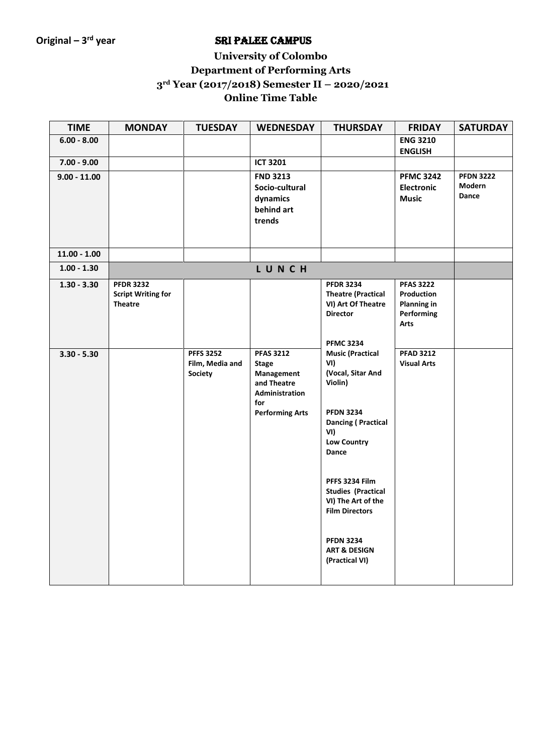**Original – 3rd year**

# SRI PALEE CAMPUS

## University of Colombo
## Department of Performing Arts
## 3rd Year (2017/2018) Semester II – 2020/2021
## Online Time Table

| TIME | MONDAY | TUESDAY | WEDNESDAY | THURSDAY | FRIDAY | SATURDAY |
|---|---|---|---|---|---|---|
| 6.00 - 8.00 | | | | | **ENG 3210 ENGLISH** | |
| 7.00 - 9.00 | | | **ICT 3201** | | | |
| 9.00 - 11.00 | | | **FND 3213 Socio-cultural dynamics behind art trends** | | **PFMC 3242 Electronic Music** | **PFDN 3222 Modern Dance** |
| 11.00 - 1.00 | | | | | | |
| 1.00 - 1.30 | L U N C H | | | | | |
| 1.30 - 3.30 | **PFDR 3232 Script Writing for Theatre** | | | **PFDR 3234 Theatre (Practical VI) Art Of Theatre Director**<br><br>**PFMC 3234 Music (Practical VI) (Vocal, Sitar And Violin)**<br><br>**PFDN 3234 Dancing ( Practical VI) Low Country Dance**<br><br>**PFFS 3234 Film Studies (Practical VI) The Art of the Film Directors**<br><br>**PFDN 3234 ART & DESIGN (Practical VI)** | **PFAS 3222 Production Planning in Performing Arts** | |
| 3.30 - 5.30 | | **PFFS 3252 Film, Media and Society** | **PFAS 3212 Stage Management and Theatre Administration for Performing Arts** | | **PFAD 3212 Visual Arts** | |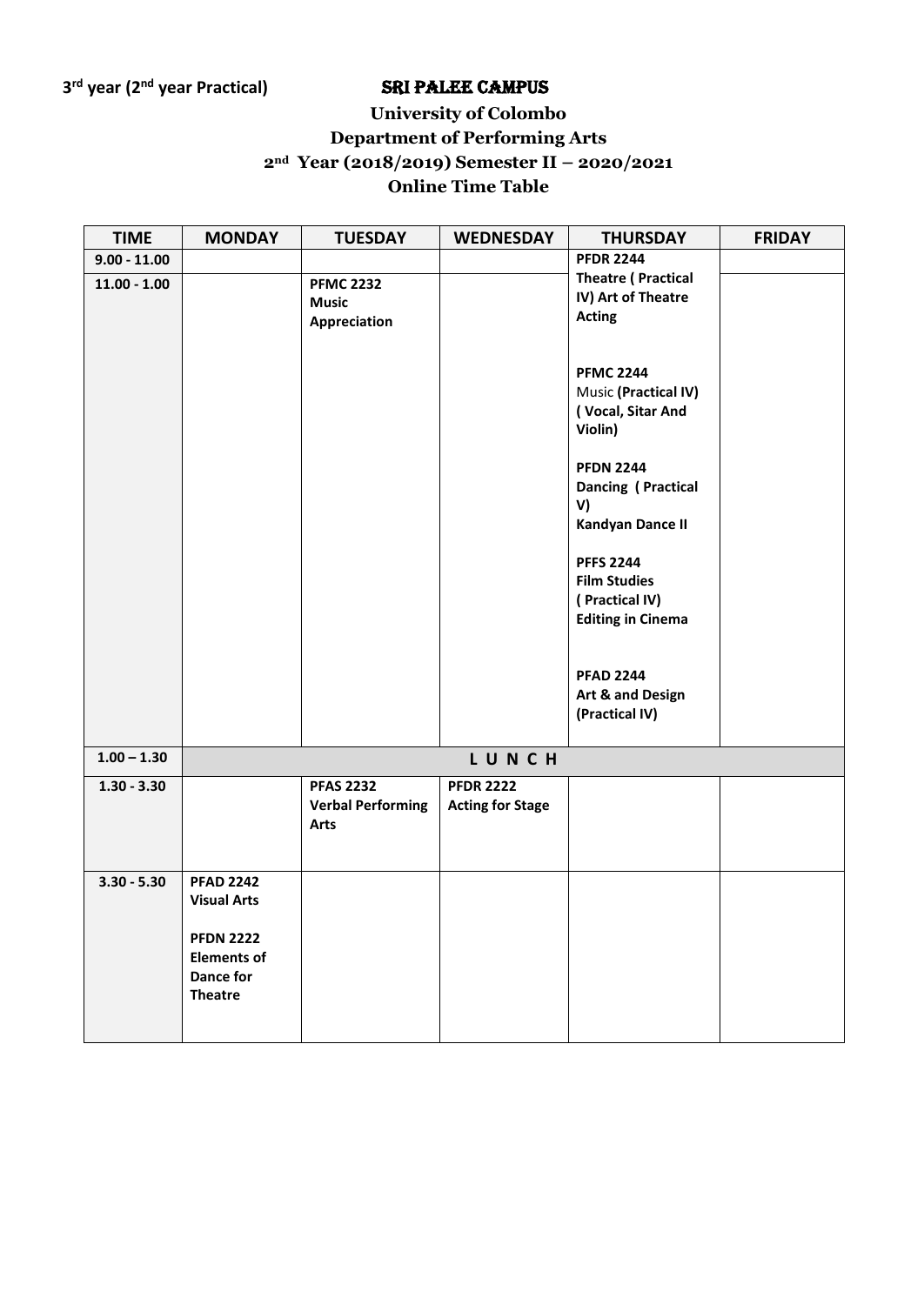**3rd year (2nd year Practical)**

# SRI PALEE CAMPUS

## University of Colombo

## Department of Performing Arts

## 2nd Year (2018/2019) Semester II – 2020/2021

## Online Time Table

| TIME | MONDAY | TUESDAY | WEDNESDAY | THURSDAY | FRIDAY |
|---|---|---|---|---|---|
| 9.00 - 11.00 | | | | **PFDR 2244** **Theatre ( Practical IV) Art of Theatre Acting** **PFMC 2244** Music **(Practical IV) ( Vocal, Sitar And Violin)** **PFDN 2244** **Dancing ( Practical V)** **Kandyan Dance II** **PFFS 2244** **Film Studies ( Practical IV)** **Editing in Cinema** **PFAD 2244** **Art & and Design (Practical IV)** | |
| 11.00 - 1.00 | | **PFMC 2232** **Music Appreciation** | | | |
| 1.00 – 1.30 | **L U N C H** | | | | |
| 1.30 - 3.30 | | **PFAS 2232** **Verbal Performing Arts** | **PFDR 2222** **Acting for Stage** | | |
| 3.30 - 5.30 | **PFAD 2242** **Visual Arts** **PFDN 2222** **Elements of Dance for Theatre** | | | | |